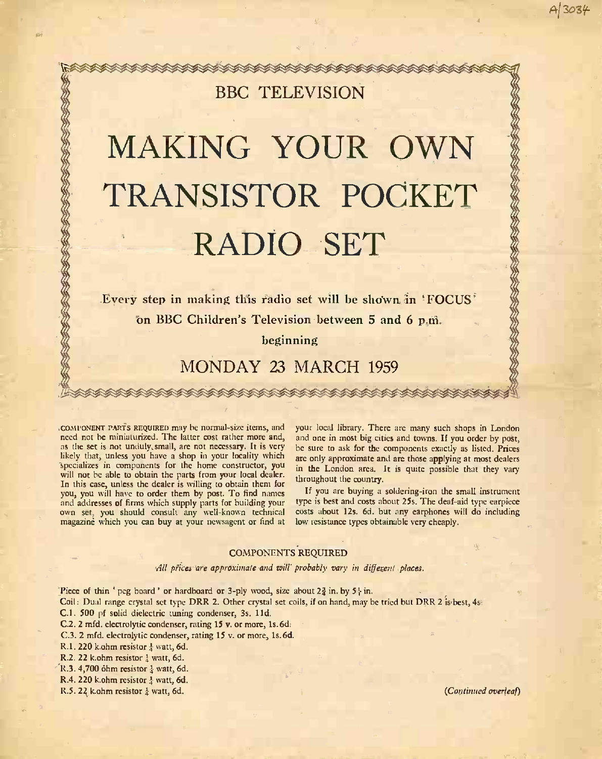A/3034

BBC TELEVISION

# MAKING YOUR OWN TRANSISTOR POCKET RADIO SET

**Every step in making this radio set will be shown in 'FOCUS' on BBC Children's Television between 5 and 6 p.m. beginning**

## MONDAY 23 MARCH 1959

COMPONENT PARTS REQUIRED may be normal-size items, and need not be miniaturized. The latter cost rather more and, as the set is not unduly small, are not necessary. It is very likely that, unless you have a shop in your locality which specializes in components for the home constructor, you will not be able to obtain the parts from your local dealer. In this case, unless the dealer is willing to obtain them for you, you will have to order them by post. To find names and addresses of firms which supply parts for building your own set, you should consult any well-known technical magazine which you can buy at your newsagent or find at your local library. There are many such shops in London and one in most big cities and towns. If you order by post, be sure to ask for the components exactly as listed. Prices are only approximate and are those applying at most dealers in the London area. It is quite possible that they vary throughout the country.

If you are buying a soldering-iron the small instrument type is best and costs about 25s. The deaf-aid type earpiece costs about 12s. 6d. but any earphones will do including low resistance types obtainable very cheaply.

### COMPONENTS REQUIRED

*All prices are approximate and will probably vary in different places.*

Piece of thin 'peg board' or hardboard or 3-ply wood, size about 2¾ in. by 5½ in.

Coil: Dual range crystal set type DRR 2. Other crystal set coils, if on hand, may be tried but DRR 2 is best, 4s.

C.1. 500 pf solid dielectric tuning condenser, 3s. 11d.

C.2. 2 mfd. electrolytic condenser, rating 15 v. or more, 1s. 6d.

C.3. 2 mfd. electrolytic condenser, rating 15 v. or more, 1s. 6d.

R.1. 220 k.ohm resistor ¼ watt, 6d.

R.2. 22 k.ohm resistor ¼ watt, 6d.

R.3. 4,700 ohm resistor ¼ watt, 6d.

R.4. 220 k.ohm resistor ¼ watt, 6d.

R.5. 22 k.ohm resistor ¼ watt, 6d.

*(Continued overleaf)*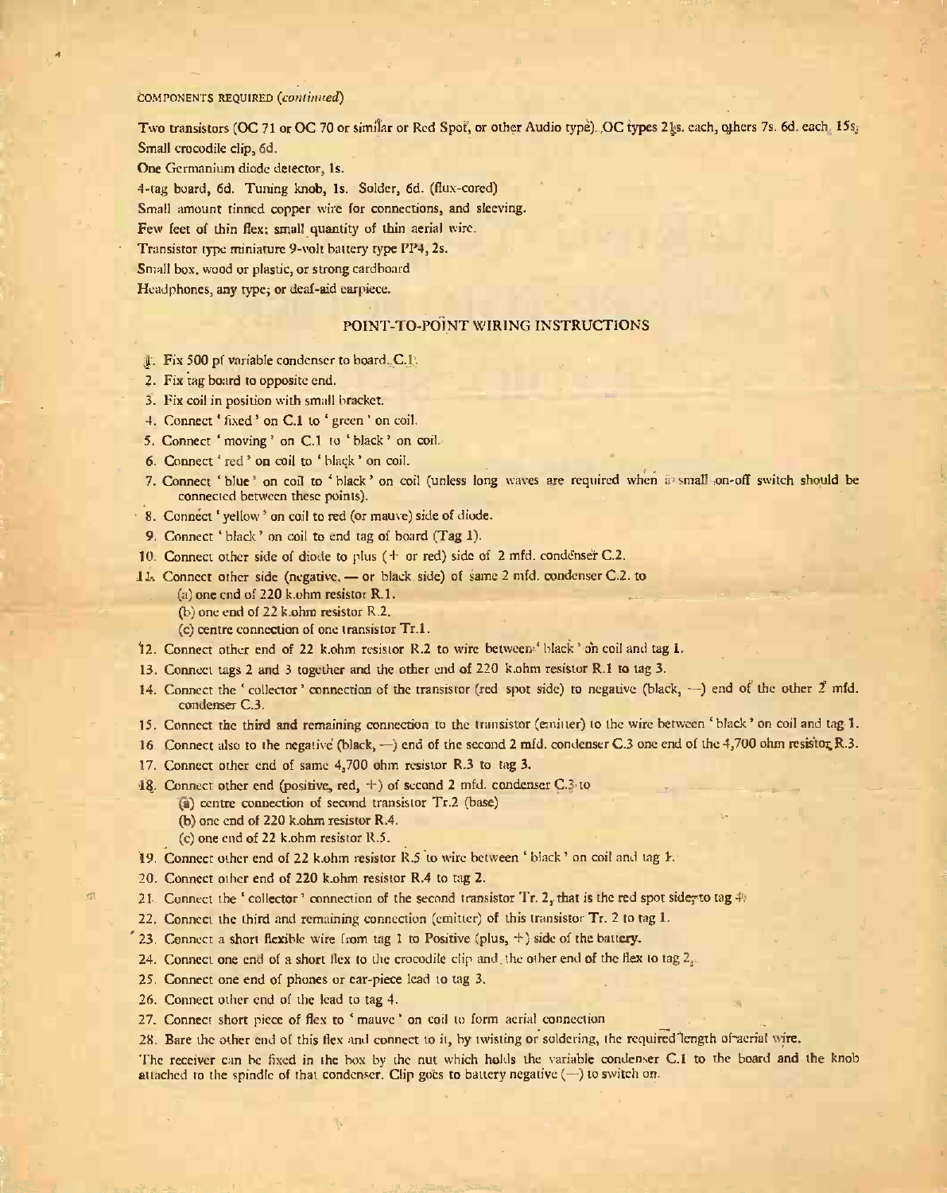COMPONENTS REQUIRED (*continued*)

Two transistors (OC 71 or OC 70 or similar or Red Spot, or other Audio type). OC types 21s. each, others 7s. 6d. each, 15s.

Small crocodile clip, 6d.

One Germanium diode detector, 1s.

4-tag board, 6d. Tuning knob, 1s. Solder, 6d. (flux-cored)

Small amount tinned copper wire for connections, and sleeving.

Few feet of thin flex; small quantity of thin aerial wire.

Transistor type miniature 9-volt battery type PP4, 2s.

Small box, wood or plastic, or strong cardboard

Headphones, any type; or deaf-aid earpiece.

## POINT-TO-POINT WIRING INSTRUCTIONS

1. Fix 500 pf variable condenser to board. C.1.
2. Fix tag board to opposite end.
3. Fix coil in position with small bracket.
4. Connect 'fixed' on C.1 to 'green' on coil.
5. Connect 'moving' on C.1 to 'black' on coil.
6. Connect 'red' on coil to 'black' on coil.
7. Connect 'blue' on coil to 'black' on coil (unless long waves are required when a small on-off switch should be connected between these points).
8. Connect 'yellow' on coil to red (or mauve) side of diode.
9. Connect 'black' on coil to end tag of board (Tag 1).
10. Connect other side of diode to plus (+ or red) side of 2 mfd. condenser C.2.
11. Connect other side (negative, — or black side) of same 2 mfd. condenser C.2. to
    (a) one end of 220 k.ohm resistor R.1.
    (b) one end of 22 k.ohm resistor R.2.
    (c) centre connection of one transistor Tr.1.
12. Connect other end of 22 k.ohm resistor R.2 to wire between 'black' on coil and tag 1.
13. Connect tags 2 and 3 together and the other end of 220 k.ohm resistor R.1 to tag 3.
14. Connect the 'collector' connection of the transistor (red spot side) to negative (black, —) end of the other 2 mfd. condenser C.3.
15. Connect the third and remaining connection to the transistor (emitter) to the wire between 'black' on coil and tag 1.
16. Connect also to the negative (black, —) end of the second 2 mfd. condenser C.3 one end of the 4,700 ohm resistor R.3.
17. Connect other end of same 4,700 ohm resistor R.3 to tag 3.
18. Connect other end (positive, red, +) of second 2 mfd. condenser C.3 to
    (a) centre connection of second transistor Tr.2 (base)
    (b) one end of 220 k.ohm resistor R.4.
    (c) one end of 22 k.ohm resistor R.5.
19. Connect other end of 22 k.ohm resistor R.5 to wire between 'black' on coil and tag 1.
20. Connect other end of 220 k.ohm resistor R.4 to tag 2.
21. Connect the 'collector' connection of the second transistor Tr. 2, that is the red spot side, to tag 4.
22. Connect the third and remaining connection (emitter) of this transistor Tr. 2 to tag 1.
23. Connect a short flexible wire from tag 1 to Positive (plus, +) side of the battery.
24. Connect one end of a short flex to the crocodile clip and the other end of the flex to tag 2.
25. Connect one end of phones or ear-piece lead to tag 3.
26. Connect other end of the lead to tag 4.
27. Connect short piece of flex to 'mauve' on coil to form aerial connection
28. Bare the other end of this flex and connect to it, by twisting or soldering, the required length of aerial wire.

The receiver can be fixed in the box by the nut which holds the variable condenser C.1 to the board and the knob attached to the spindle of that condenser. Clip goes to battery negative (—) to switch on.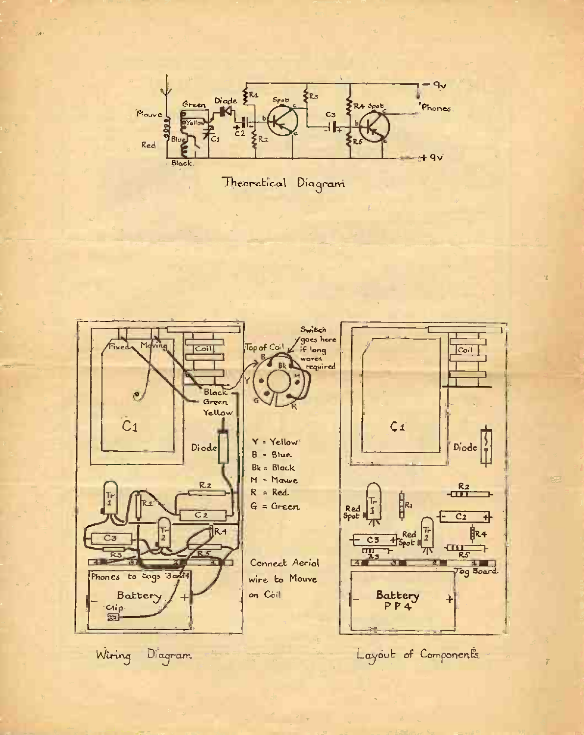Mauve

Green

Yellow

Blue

Red

Black

Diode

C1

C2

R1

R2

Spot

b

c

e

R3

C3

R4 Spot

R5

− 9v

Phones

+ 9v

Theoretical Diagram

Fixed

Moving

Coil

C1

Top of Coil

Switch goes here if long waves required

B

Bk

Y

M

G

R

Black

Green

Yellow

Diode

Y = Yellow

B = Blue

Bk = Black

M = Mauve

R = Red

G = Green

R2

Tr 1

R1

C2

C3

Tr 2

R4

R3

R5

4 3 2 1

Phones to tags 3 and 4

Battery

Clip

−

+

Connect Aerial wire to Mauve on Coil

Wiring Diagram

Coil

C1

Diode

Tr 1

Red Spot

R1

R2

C2

C3

Red Spot

Tr 2

R4

R3

R5

4 3 2 1

Tag Board

Battery PP4

−

+

Layout of Components